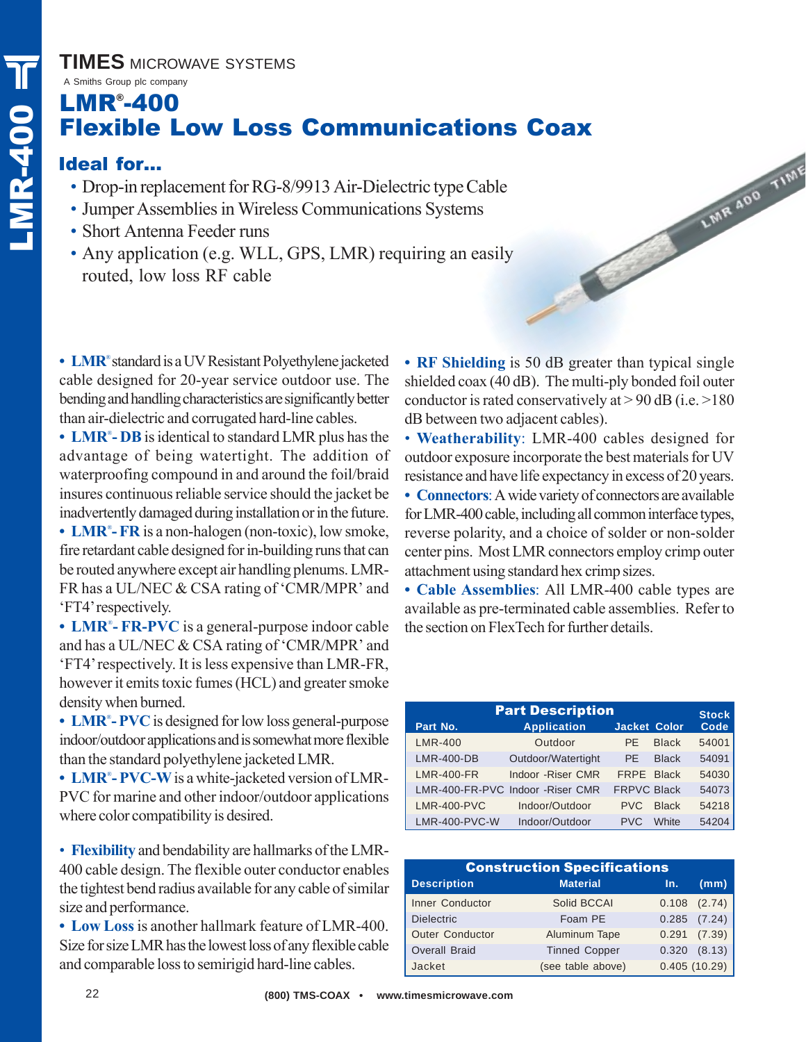TIMES MICROWAVE SYSTEMS

A Smiths Group plc company

# LMR®-400
# Flexible Low Loss Communications Coax

## Ideal for...

- Drop-in replacement for RG-8/9913 Air-Dielectric type Cable
- Jumper Assemblies in Wireless Communications Systems
- Short Antenna Feeder runs
- Any application (e.g. WLL, GPS, LMR) requiring an easily routed, low loss RF cable

- **LMR®** standard is a UV Resistant Polyethylene jacketed cable designed for 20-year service outdoor use. The bending and handling characteristics are significantly better than air-dielectric and corrugated hard-line cables.
- **LMR®- DB** is identical to standard LMR plus has the advantage of being watertight. The addition of waterproofing compound in and around the foil/braid insures continuous reliable service should the jacket be inadvertently damaged during installation or in the future.
- **LMR®- FR** is a non-halogen (non-toxic), low smoke, fire retardant cable designed for in-building runs that can be routed anywhere except air handling plenums. LMR-FR has a UL/NEC & CSA rating of 'CMR/MPR' and 'FT4' respectively.
- **LMR®- FR-PVC** is a general-purpose indoor cable and has a UL/NEC & CSA rating of 'CMR/MPR' and 'FT4' respectively. It is less expensive than LMR-FR, however it emits toxic fumes (HCL) and greater smoke density when burned.
- **LMR®- PVC** is designed for low loss general-purpose indoor/outdoor applications and is somewhat more flexible than the standard polyethylene jacketed LMR.
- **LMR®- PVC-W** is a white-jacketed version of LMR-PVC for marine and other indoor/outdoor applications where color compatibility is desired.

- **Flexibility** and bendability are hallmarks of the LMR-400 cable design. The flexible outer conductor enables the tightest bend radius available for any cable of similar size and performance.
- **Low Loss** is another hallmark feature of LMR-400. Size for size LMR has the lowest loss of any flexible cable and comparable loss to semirigid hard-line cables.

- **RF Shielding** is 50 dB greater than typical single shielded coax (40 dB). The multi-ply bonded foil outer conductor is rated conservatively at > 90 dB (i.e. >180 dB between two adjacent cables).
- **Weatherability**: LMR-400 cables designed for outdoor exposure incorporate the best materials for UV resistance and have life expectancy in excess of 20 years.
- **Connectors**: A wide variety of connectors are available for LMR-400 cable, including all common interface types, reverse polarity, and a choice of solder or non-solder center pins. Most LMR connectors employ crimp outer attachment using standard hex crimp sizes.
- **Cable Assemblies**: All LMR-400 cable types are available as pre-terminated cable assemblies. Refer to the section on FlexTech for further details.

| Part Description | | | | Stock |
|---|---|---|---|---|
| Part No. | Application | Jacket | Color | Code |
| LMR-400 | Outdoor | PE | Black | 54001 |
| LMR-400-DB | Outdoor/Watertight | PE | Black | 54091 |
| LMR-400-FR | Indoor -Riser CMR | FRPE | Black | 54030 |
| LMR-400-FR-PVC | Indoor -Riser CMR | FRPVC | Black | 54073 |
| LMR-400-PVC | Indoor/Outdoor | PVC | Black | 54218 |
| LMR-400-PVC-W | Indoor/Outdoor | PVC | White | 54204 |

| Construction Specifications | | | |
|---|---|---|---|
| Description | Material | In. | (mm) |
| Inner Conductor | Solid BCCAl | 0.108 | (2.74) |
| Dielectric | Foam PE | 0.285 | (7.24) |
| Outer Conductor | Aluminum Tape | 0.291 | (7.39) |
| Overall Braid | Tinned Copper | 0.320 | (8.13) |
| Jacket | (see table above) | 0.405 | (10.29) |

(800) TMS-COAX • www.timesmicrowave.com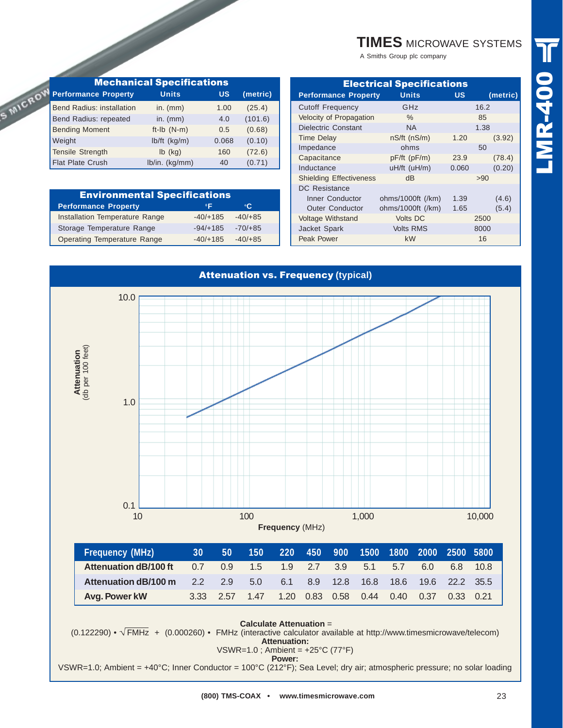# TIMES MICROWAVE SYSTEMS

A Smiths Group plc company

# LMR-400

## Mechanical Specifications

| Performance Property | Units | US | (metric) |
|---|---|---|---|
| Bend Radius: installation | in. (mm) | 1.00 | (25.4) |
| Bend Radius: repeated | in. (mm) | 4.0 | (101.6) |
| Bending Moment | ft-lb (N-m) | 0.5 | (0.68) |
| Weight | lb/ft (kg/m) | 0.068 | (0.10) |
| Tensile Strength | lb (kg) | 160 | (72.6) |
| Flat Plate Crush | lb/in. (kg/mm) | 40 | (0.71) |

## Environmental Specifications

| Performance Property | °F | °C |
|---|---|---|
| Installation Temperature Range | -40/+185 | -40/+85 |
| Storage Temperature Range | -94/+185 | -70/+85 |
| Operating Temperature Range | -40/+185 | -40/+85 |

## Electrical Specifications

| Performance Property | Units | US | (metric) |
|---|---|---|---|
| Cutoff Frequency | GHz | 16.2 | |
| Velocity of Propagation | % | 85 | |
| Dielectric Constant | NA | 1.38 | |
| Time Delay | nS/ft (nS/m) | 1.20 | (3.92) |
| Impedance | ohms | 50 | |
| Capacitance | pF/ft (pF/m) | 23.9 | (78.4) |
| Inductance | uH/ft (uH/m) | 0.060 | (0.20) |
| Shielding Effectiveness | dB | >90 | |
| DC Resistance | | | |
| Inner Conductor | ohms/1000ft (/km) | 1.39 | (4.6) |
| Outer Conductor | ohms/1000ft (/km) | 1.65 | (5.4) |
| Voltage Withstand | Volts DC | 2500 | |
| Jacket Spark | Volts RMS | 8000 | |
| Peak Power | kW | 16 | |

## Attenuation vs. Frequency (typical)

| Frequency (MHz) | 30 | 50 | 150 | 220 | 450 | 900 | 1500 | 1800 | 2000 | 2500 | 5800 |
|---|---|---|---|---|---|---|---|---|---|---|---|
| Attenuation dB/100 ft | 0.7 | 0.9 | 1.5 | 1.9 | 2.7 | 3.9 | 5.1 | 5.7 | 6.0 | 6.8 | 10.8 |
| Attenuation dB/100 m | 2.2 | 2.9 | 5.0 | 6.1 | 8.9 | 12.8 | 16.8 | 18.6 | 19.6 | 22.2 | 35.5 |
| Avg. Power kW | 3.33 | 2.57 | 1.47 | 1.20 | 0.83 | 0.58 | 0.44 | 0.40 | 0.37 | 0.33 | 0.21 |

**Calculate Attenuation** =

$(0.122290) \cdot \sqrt{FMHz} + (0.000260) \cdot FMHz$ (interactive calculator available at http://www.timesmicrowave/telecom)

**Attenuation:**

VSWR=1.0 ; Ambient = +25°C (77°F)

**Power:**

VSWR=1.0; Ambient = +40°C; Inner Conductor = 100°C (212°F); Sea Level; dry air; atmospheric pressure; no solar loading

(800) TMS-COAX • www.timesmicrowave.com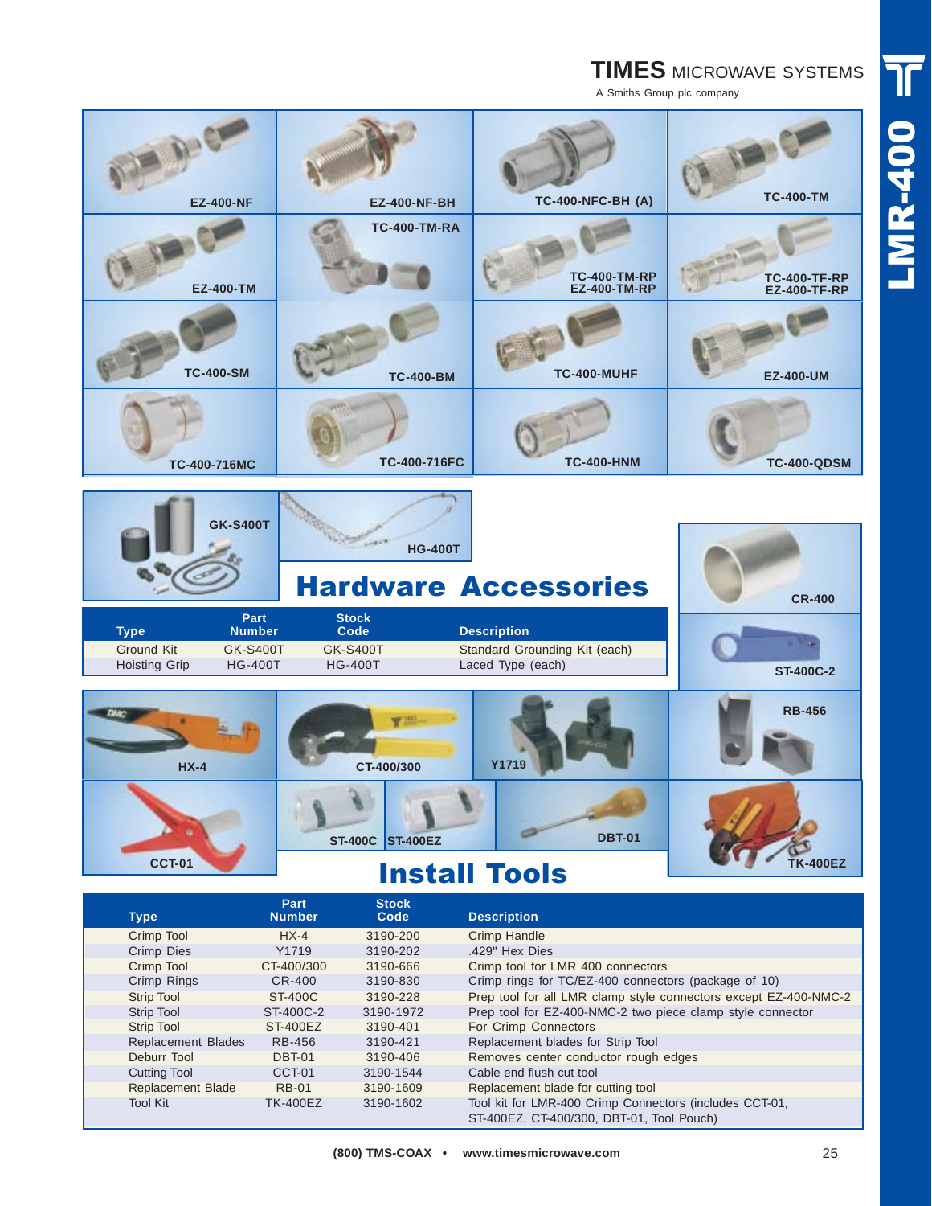# TIMES MICROWAVE SYSTEMS

A Smiths Group plc company

LMR-400

EZ-400-NF

EZ-400-NF-BH

TC-400-NFC-BH (A)

TC-400-TM

EZ-400-TM

TC-400-TM-RA

TC-400-TM-RP
EZ-400-TM-RP

TC-400-TF-RP
EZ-400-TF-RP

TC-400-SM

TC-400-BM

TC-400-MUHF

EZ-400-UM

TC-400-716MC

TC-400-716FC

TC-400-HNM

TC-400-QDSM

GK-S400T

HG-400T

CR-400

ST-400C-2

## Hardware Accessories

| Type | Part Number | Stock Code | Description |
|---|---|---|---|
| Ground Kit | GK-S400T | GK-S400T | Standard Grounding Kit (each) |
| Hoisting Grip | HG-400T | HG-400T | Laced Type (each) |

HX-4

CT-400/300

Y1719

RB-456

CCT-01

ST-400C

ST-400EZ

DBT-01

TK-400EZ

## Install Tools

| Type | Part Number | Stock Code | Description |
|---|---|---|---|
| Crimp Tool | HX-4 | 3190-200 | Crimp Handle |
| Crimp Dies | Y1719 | 3190-202 | .429" Hex Dies |
| Crimp Tool | CT-400/300 | 3190-666 | Crimp tool for LMR 400 connectors |
| Crimp Rings | CR-400 | 3190-830 | Crimp rings for TC/EZ-400 connectors (package of 10) |
| Strip Tool | ST-400C | 3190-228 | Prep tool for all LMR clamp style connectors except EZ-400-NMC-2 |
| Strip Tool | ST-400C-2 | 3190-1972 | Prep tool for EZ-400-NMC-2 two piece clamp style connector |
| Strip Tool | ST-400EZ | 3190-401 | For Crimp Connectors |
| Replacement Blades | RB-456 | 3190-421 | Replacement blades for Strip Tool |
| Deburr Tool | DBT-01 | 3190-406 | Removes center conductor rough edges |
| Cutting Tool | CCT-01 | 3190-1544 | Cable end flush cut tool |
| Replacement Blade | RB-01 | 3190-1609 | Replacement blade for cutting tool |
| Tool Kit | TK-400EZ | 3190-1602 | Tool kit for LMR-400 Crimp Connectors (includes CCT-01, ST-400EZ, CT-400/300, DBT-01, Tool Pouch) |

(800) TMS-COAX • www.timesmicrowave.com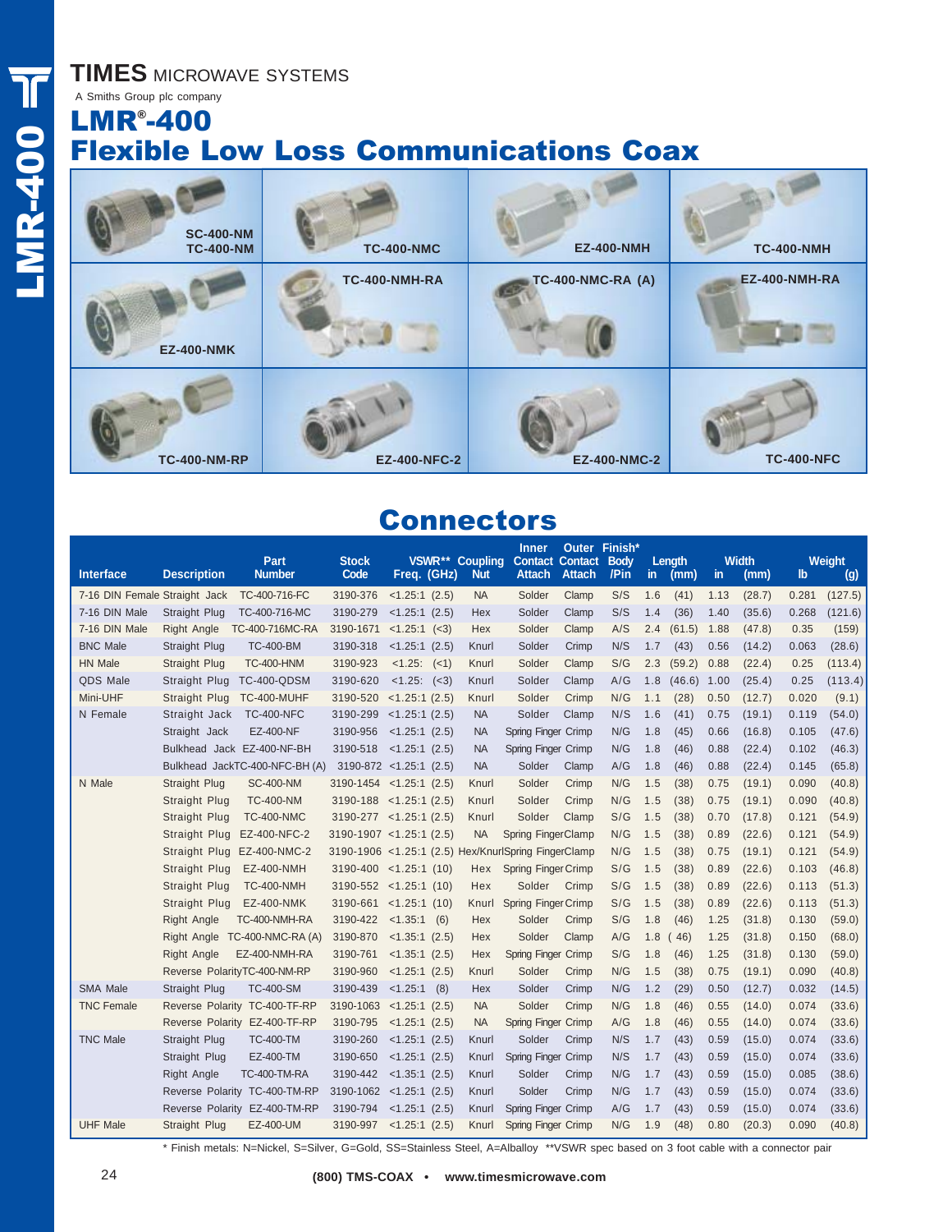# TIMES MICROWAVE SYSTEMS

A Smiths Group plc company

# LMR®-400

# Flexible Low Loss Communications Coax

SC-400-NM
TC-400-NM

TC-400-NMC

EZ-400-NMH

TC-400-NMH

EZ-400-NMK

TC-400-NMH-RA

TC-400-NMC-RA (A)

EZ-400-NMH-RA

TC-400-NM-RP

EZ-400-NFC-2

EZ-400-NMC-2

TC-400-NFC

## Connectors

| Interface | Description | Part Number | Stock Code | VSWR** Freq. (GHz) | Coupling Nut | Inner Contact Attach | Outer Contact Attach | Finish* Body /Pin | Length in | Length (mm) | Width in | Width (mm) | Weight lb | Weight (g) |
|---|---|---|---|---|---|---|---|---|---|---|---|---|---|---|
| 7-16 DIN Female | Straight Jack | TC-400-716-FC | 3190-376 | <1.25:1 (2.5) | NA | Solder | Clamp | S/S | 1.6 | (41) | 1.13 | (28.7) | 0.281 | (127.5) |
| 7-16 DIN Male | Straight Plug | TC-400-716-MC | 3190-279 | <1.25:1 (2.5) | Hex | Solder | Clamp | S/S | 1.4 | (36) | 1.40 | (35.6) | 0.268 | (121.6) |
| 7-16 DIN Male | Right Angle | TC-400-716MC-RA | 3190-1671 | <1.25:1 (<3) | Hex | Solder | Clamp | A/S | 2.4 | (61.5) | 1.88 | (47.8) | 0.35 | (159) |
| BNC Male | Straight Plug | TC-400-BM | 3190-318 | <1.25:1 (2.5) | Knurl | Solder | Crimp | N/S | 1.7 | (43) | 0.56 | (14.2) | 0.063 | (28.6) |
| HN Male | Straight Plug | TC-400-HNM | 3190-923 | <1.25: (<1) | Knurl | Solder | Clamp | S/G | 2.3 | (59.2) | 0.88 | (22.4) | 0.25 | (113.4) |
| QDS Male | Straight Plug | TC-400-QDSM | 3190-620 | <1.25: (<3) | Knurl | Solder | Clamp | A/G | 1.8 | (46.6) | 1.00 | (25.4) | 0.25 | (113.4) |
| Mini-UHF | Straight Plug | TC-400-MUHF | 3190-520 | <1.25:1 (2.5) | Knurl | Solder | Crimp | N/G | 1.1 | (28) | 0.50 | (12.7) | 0.020 | (9.1) |
| N Female | Straight Jack | TC-400-NFC | 3190-299 | <1.25:1 (2.5) | NA | Solder | Clamp | N/S | 1.6 | (41) | 0.75 | (19.1) | 0.119 | (54.0) |
| | Straight Jack | EZ-400-NF | 3190-956 | <1.25:1 (2.5) | NA | Spring Finger | Crimp | N/G | 1.8 | (45) | 0.66 | (16.8) | 0.105 | (47.6) |
| | Bulkhead Jack | EZ-400-NF-BH | 3190-518 | <1.25:1 (2.5) | NA | Spring Finger | Crimp | N/G | 1.8 | (46) | 0.88 | (22.4) | 0.102 | (46.3) |
| | Bulkhead Jack | TC-400-NFC-BH (A) | 3190-872 | <1.25:1 (2.5) | NA | Solder | Clamp | A/G | 1.8 | (46) | 0.88 | (22.4) | 0.145 | (65.8) |
| N Male | Straight Plug | SC-400-NM | 3190-1454 | <1.25:1 (2.5) | Knurl | Solder | Crimp | N/G | 1.5 | (38) | 0.75 | (19.1) | 0.090 | (40.8) |
| | Straight Plug | TC-400-NM | 3190-188 | <1.25:1 (2.5) | Knurl | Solder | Crimp | N/G | 1.5 | (38) | 0.75 | (19.1) | 0.090 | (40.8) |
| | Straight Plug | TC-400-NMC | 3190-277 | <1.25:1 (2.5) | Knurl | Solder | Clamp | S/G | 1.5 | (38) | 0.70 | (17.8) | 0.121 | (54.9) |
| | Straight Plug | EZ-400-NFC-2 | 3190-1907 | <1.25:1 (2.5) | NA | Spring Finger | Clamp | N/G | 1.5 | (38) | 0.89 | (22.6) | 0.121 | (54.9) |
| | Straight Plug | EZ-400-NMC-2 | 3190-1906 | <1.25:1 (2.5) | Hex/Knurl | Spring Finger | Clamp | N/G | 1.5 | (38) | 0.75 | (19.1) | 0.121 | (54.9) |
| | Straight Plug | EZ-400-NMH | 3190-400 | <1.25:1 (10) | Hex | Spring Finger | Crimp | S/G | 1.5 | (38) | 0.89 | (22.6) | 0.103 | (46.8) |
| | Straight Plug | TC-400-NMH | 3190-552 | <1.25:1 (10) | Hex | Solder | Crimp | S/G | 1.5 | (38) | 0.89 | (22.6) | 0.113 | (51.3) |
| | Straight Plug | EZ-400-NMK | 3190-661 | <1.25:1 (10) | Knurl | Spring Finger | Crimp | S/G | 1.5 | (38) | 0.89 | (22.6) | 0.113 | (51.3) |
| | Right Angle | TC-400-NMH-RA | 3190-422 | <1.35:1 (6) | Hex | Solder | Crimp | S/G | 1.8 | (46) | 1.25 | (31.8) | 0.130 | (59.0) |
| | Right Angle | TC-400-NMC-RA (A) | 3190-870 | <1.35:1 (2.5) | Hex | Solder | Clamp | A/G | 1.8 | (46) | 1.25 | (31.8) | 0.150 | (68.0) |
| | Right Angle | EZ-400-NMH-RA | 3190-761 | <1.35:1 (2.5) | Hex | Spring Finger | Crimp | S/G | 1.8 | (46) | 1.25 | (31.8) | 0.130 | (59.0) |
| | Reverse Polarity | TC-400-NM-RP | 3190-960 | <1.25:1 (2.5) | Knurl | Solder | Crimp | N/G | 1.5 | (38) | 0.75 | (19.1) | 0.090 | (40.8) |
| SMA Male | Straight Plug | TC-400-SM | 3190-439 | <1.25:1 (8) | Hex | Solder | Crimp | N/G | 1.2 | (29) | 0.50 | (12.7) | 0.032 | (14.5) |
| TNC Female | Reverse Polarity | TC-400-TF-RP | 3190-1063 | <1.25:1 (2.5) | NA | Solder | Crimp | N/G | 1.8 | (46) | 0.55 | (14.0) | 0.074 | (33.6) |
| | Reverse Polarity | EZ-400-TF-RP | 3190-795 | <1.25:1 (2.5) | NA | Spring Finger | Crimp | A/G | 1.8 | (46) | 0.55 | (14.0) | 0.074 | (33.6) |
| TNC Male | Straight Plug | TC-400-TM | 3190-260 | <1.25:1 (2.5) | Knurl | Solder | Crimp | N/S | 1.7 | (43) | 0.59 | (15.0) | 0.074 | (33.6) |
| | Straight Plug | EZ-400-TM | 3190-650 | <1.25:1 (2.5) | Knurl | Spring Finger | Crimp | N/S | 1.7 | (43) | 0.59 | (15.0) | 0.074 | (33.6) |
| | Right Angle | TC-400-TM-RA | 3190-442 | <1.35:1 (2.5) | Knurl | Solder | Crimp | N/G | 1.7 | (43) | 0.59 | (15.0) | 0.085 | (38.6) |
| | Reverse Polarity | TC-400-TM-RP | 3190-1062 | <1.25:1 (2.5) | Knurl | Solder | Crimp | N/G | 1.7 | (43) | 0.59 | (15.0) | 0.074 | (33.6) |
| | Reverse Polarity | EZ-400-TM-RP | 3190-794 | <1.25:1 (2.5) | Knurl | Spring Finger | Crimp | A/G | 1.7 | (43) | 0.59 | (15.0) | 0.074 | (33.6) |
| UHF Male | Straight Plug | EZ-400-UM | 3190-997 | <1.25:1 (2.5) | Knurl | Spring Finger | Crimp | N/G | 1.9 | (48) | 0.80 | (20.3) | 0.090 | (40.8) |

* Finish metals: N=Nickel, S=Silver, G=Gold, SS=Stainless Steel, A=Alballoy **VSWR spec based on 3 foot cable with a connector pair

(800) TMS-COAX • www.timesmicrowave.com